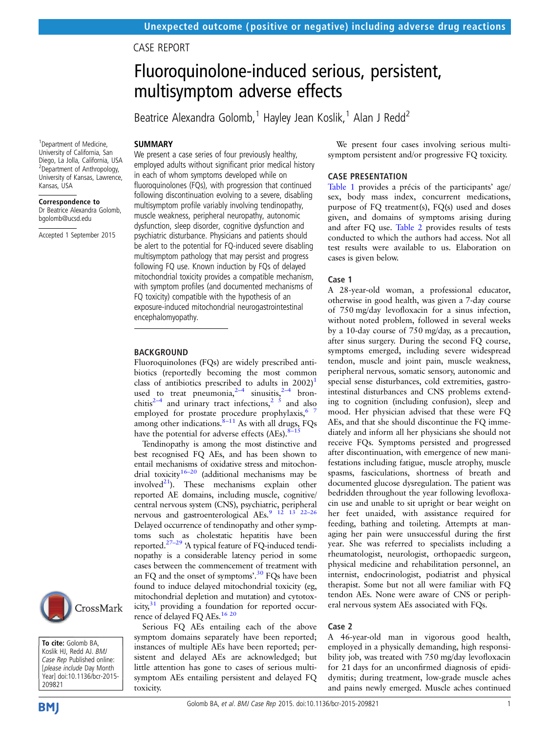Unexpected outcome (positive or negative) including adverse drug reactions

CASE REPORT

# Fluoroquinolone-induced serious, persistent, multisymptom adverse effects

Beatrice Alexandra Golomb,[1] Hayley Jean Koslik,[1] Alan J Redd[2]

[1]Department of Medicine, University of California, San Diego, La Jolla, California, USA
[2]Department of Anthropology, University of Kansas, Lawrence, Kansas, USA

**Correspondence to**
Dr Beatrice Alexandra Golomb, bgolomb@ucsd.edu

Accepted 1 September 2015

## SUMMARY

We present a case series of four previously healthy, employed adults without significant prior medical history in each of whom symptoms developed while on fluoroquinolones (FQs), with progression that continued following discontinuation evolving to a severe, disabling multisymptom profile variably involving tendinopathy, muscle weakness, peripheral neuropathy, autonomic dysfunction, sleep disorder, cognitive dysfunction and psychiatric disturbance. Physicians and patients should be alert to the potential for FQ-induced severe disabling multisymptom pathology that may persist and progress following FQ use. Known induction by FQs of delayed mitochondrial toxicity provides a compatible mechanism, with symptom profiles (and documented mechanisms of FQ toxicity) compatible with the hypothesis of an exposure-induced mitochondrial neurogastrointestinal encephalomyopathy.

## BACKGROUND

Fluoroquinolones (FQs) are widely prescribed antibiotics (reportedly becoming the most common class of antibiotics prescribed to adults in 2002)[1] used to treat pneumonia,[2–4] sinusitis,[2–4] bronchitis[2–4] and urinary tract infections,[2 5] and also employed for prostate procedure prophylaxis,[6 7] among other indications.[8–11] As with all drugs, FQs have the potential for adverse effects (AEs).[8–15]

Tendinopathy is among the most distinctive and best recognised FQ AEs, and has been shown to entail mechanisms of oxidative stress and mitochondrial toxicity[16–20] (additional mechanisms may be involved[21]). These mechanisms explain other reported AE domains, including muscle, cognitive/central nervous system (CNS), psychiatric, peripheral nervous and gastroenterological AEs.[9 12 13 22–26] Delayed occurrence of tendinopathy and other symptoms such as cholestatic hepatitis have been reported.[27–29] 'A typical feature of FQ-induced tendinopathy is a considerable latency period in some cases between the commencement of treatment with an FQ and the onset of symptoms'.[30] FQs have been found to induce delayed mitochondrial toxicity (eg, mitochondrial depletion and mutation) and cytotoxicity,[31] providing a foundation for reported occurrence of delayed FQ AEs.[16 20]

Serious FQ AEs entailing each of the above symptom domains separately have been reported; instances of multiple AEs have been reported; persistent and delayed AEs are acknowledged; but little attention has gone to cases of serious multisymptom AEs entailing persistent and delayed FQ toxicity.

We present four cases involving serious multisymptom persistent and/or progressive FQ toxicity.

## CASE PRESENTATION

Table 1 provides a précis of the participants' age/sex, body mass index, concurrent medications, purpose of FQ treatment(s), FQ(s) used and doses given, and domains of symptoms arising during and after FQ use. Table 2 provides results of tests conducted to which the authors had access. Not all test results were available to us. Elaboration on cases is given below.

### Case 1

A 28-year-old woman, a professional educator, otherwise in good health, was given a 7-day course of 750 mg/day levofloxacin for a sinus infection, without noted problem, followed in several weeks by a 10-day course of 750 mg/day, as a precaution, after sinus surgery. During the second FQ course, symptoms emerged, including severe widespread tendon, muscle and joint pain, muscle weakness, peripheral nervous, somatic sensory, autonomic and special sense disturbances, cold extremities, gastrointestinal disturbances and CNS problems extending to cognition (including confusion), sleep and mood. Her physician advised that these were FQ AEs, and that she should discontinue the FQ immediately and inform all her physicians she should not receive FQs. Symptoms persisted and progressed after discontinuation, with emergence of new manifestations including fatigue, muscle atrophy, muscle spasms, fasciculations, shortness of breath and documented glucose dysregulation. The patient was bedridden throughout the year following levofloxacin use and unable to sit upright or bear weight on her feet unaided, with assistance required for feeding, bathing and toileting. Attempts at managing her pain were unsuccessful during the first year. She was referred to specialists including a rheumatologist, neurologist, orthopaedic surgeon, physical medicine and rehabilitation personnel, an internist, endocrinologist, podiatrist and physical therapist. Some but not all were familiar with FQ tendon AEs. None were aware of CNS or peripheral nervous system AEs associated with FQs.

### Case 2

A 46-year-old man in vigorous good health, employed in a physically demanding, high responsibility job, was treated with 750 mg/day levofloxacin for 21 days for an unconfirmed diagnosis of epididymitis; during treatment, low-grade muscle aches and pains newly emerged. Muscle aches continued

**To cite:** Golomb BA, Koslik HJ, Redd AJ. *BMJ Case Rep* Published online: [*please include* Day Month Year] doi:10.1136/bcr-2015-209821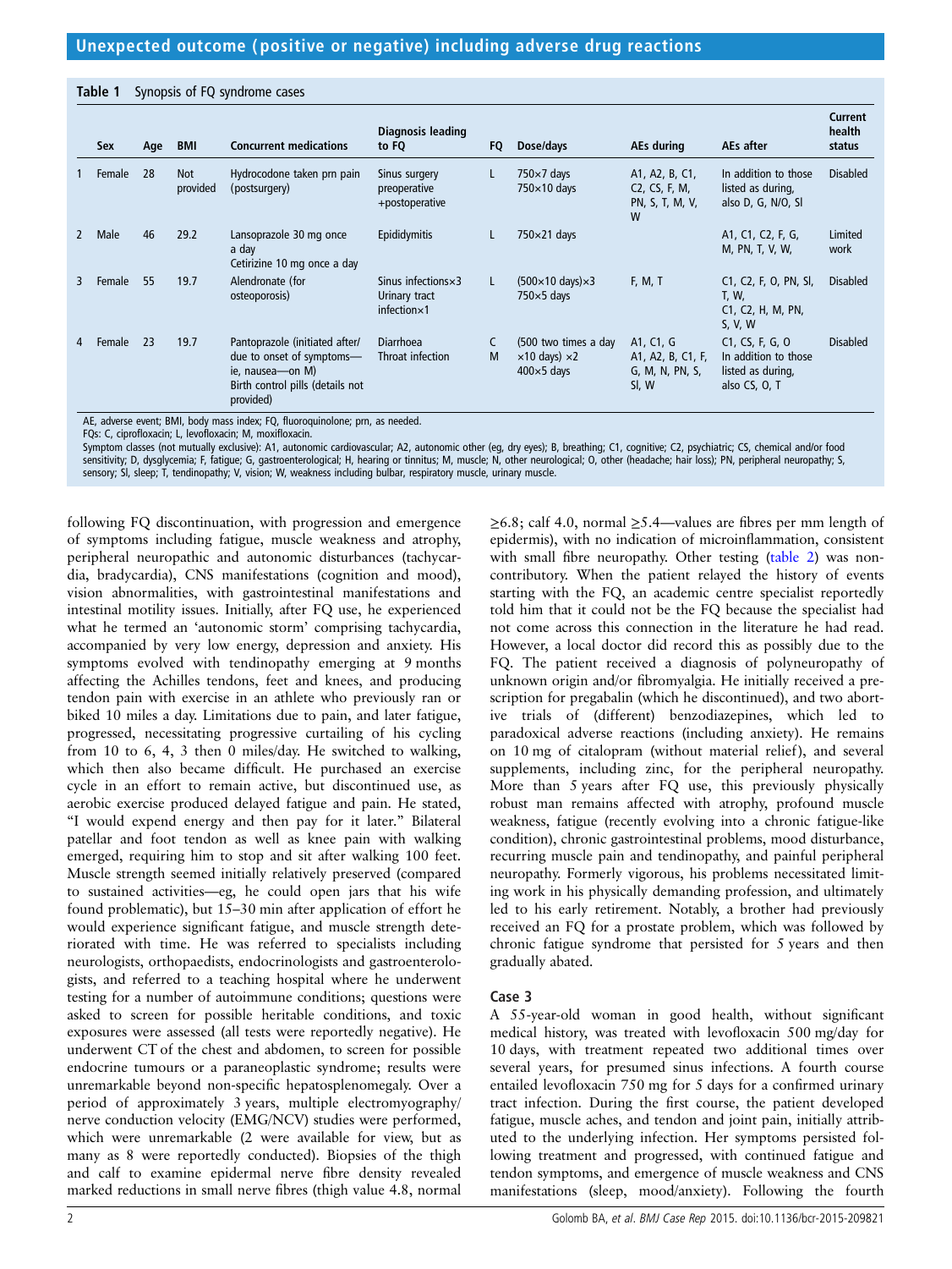## Unexpected outcome (positive or negative) including adverse drug reactions

**Table 1** Synopsis of FQ syndrome cases

| | Sex | Age | BMI | Concurrent medications | Diagnosis leading to FQ | FQ | Dose/days | AEs during | AEs after | Current health status |
|---|---|---|---|---|---|---|---|---|---|---|
| 1 | Female | 28 | Not provided | Hydrocodone taken prn pain (postsurgery) | Sinus surgery preoperative +postoperative | L | 750×7 days 750×10 days | A1, A2, B, C1, C2, CS, F, M, PN, S, T, M, V, W | In addition to those listed as during, also D, G, N/O, Sl | Disabled |
| 2 | Male | 46 | 29.2 | Lansoprazole 30 mg once a day Cetirizine 10 mg once a day | Epididymitis | L | 750×21 days | | A1, C1, C2, F, G, M, PN, T, V, W, | Limited work |
| 3 | Female | 55 | 19.7 | Alendronate (for osteoporosis) | Sinus infections×3 Urinary tract infection×1 | L | (500×10 days)×3 750×5 days | F, M, T | C1, C2, F, O, PN, Sl, T, W, C1, C2, H, M, PN, S, V, W | Disabled |
| 4 | Female | 23 | 19.7 | Pantoprazole (initiated after/due to onset of symptoms—ie, nausea—on M) Birth control pills (details not provided) | Diarrhoea Throat infection | C M | (500 two times a day ×10 days) ×2 400×5 days | A1, C1, G A1, A2, B, C1, F, G, M, N, PN, S, Sl, W | C1, CS, F, G, O In addition to those listed as during, also CS, O, T | Disabled |

AE, adverse event; BMI, body mass index; FQ, fluoroquinolone; prn, as needed.
FQs: C, ciprofloxacin; L, levofloxacin; M, moxifloxacin.
Symptom classes (not mutually exclusive): A1, autonomic cardiovascular; A2, autonomic other (eg, dry eyes); B, breathing; C1, cognitive; C2, psychiatric; CS, chemical and/or food sensitivity; D, dysglycemia; F, fatigue; G, gastroenterological; H, hearing or tinnitus; M, muscle; N, other neurological; O, other (headache; hair loss); PN, peripheral neuropathy; S, sensory; Sl, sleep; T, tendinopathy; V, vision; W, weakness including bulbar, respiratory muscle, urinary muscle.

following FQ discontinuation, with progression and emergence of symptoms including fatigue, muscle weakness and atrophy, peripheral neuropathic and autonomic disturbances (tachycardia, bradycardia), CNS manifestations (cognition and mood), vision abnormalities, with gastrointestinal manifestations and intestinal motility issues. Initially, after FQ use, he experienced what he termed an 'autonomic storm' comprising tachycardia, accompanied by very low energy, depression and anxiety. His symptoms evolved with tendinopathy emerging at 9 months affecting the Achilles tendons, feet and knees, and producing tendon pain with exercise in an athlete who previously ran or biked 10 miles a day. Limitations due to pain, and later fatigue, progressed, necessitating progressive curtailing of his cycling from 10 to 6, 4, 3 then 0 miles/day. He switched to walking, which then also became difficult. He purchased an exercise cycle in an effort to remain active, but discontinued use, as aerobic exercise produced delayed fatigue and pain. He stated, "I would expend energy and then pay for it later." Bilateral patellar and foot tendon as well as knee pain with walking emerged, requiring him to stop and sit after walking 100 feet. Muscle strength seemed initially relatively preserved (compared to sustained activities—eg, he could open jars that his wife found problematic), but 15–30 min after application of effort he would experience significant fatigue, and muscle strength deteriorated with time. He was referred to specialists including neurologists, orthopaedists, endocrinologists and gastroenterologists, and referred to a teaching hospital where he underwent testing for a number of autoimmune conditions; questions were asked to screen for possible heritable conditions, and toxic exposures were assessed (all tests were reportedly negative). He underwent CT of the chest and abdomen, to screen for possible endocrine tumours or a paraneoplastic syndrome; results were unremarkable beyond non-specific hepatosplenomegaly. Over a period of approximately 3 years, multiple electromyography/nerve conduction velocity (EMG/NCV) studies were performed, which were unremarkable (2 were available for view, but as many as 8 were reportedly conducted). Biopsies of the thigh and calf to examine epidermal nerve fibre density revealed marked reductions in small nerve fibres (thigh value 4.8, normal ≥6.8; calf 4.0, normal ≥5.4—values are fibres per mm length of epidermis), with no indication of microinflammation, consistent with small fibre neuropathy. Other testing (table 2) was non-contributory. When the patient relayed the history of events starting with the FQ, an academic centre specialist reportedly told him that it could not be the FQ because the specialist had not come across this connection in the literature he had read. However, a local doctor did record this as possibly due to the FQ. The patient received a diagnosis of polyneuropathy of unknown origin and/or fibromyalgia. He initially received a prescription for pregabalin (which he discontinued), and two abortive trials of (different) benzodiazepines, which led to paradoxical adverse reactions (including anxiety). He remains on 10 mg of citalopram (without material relief), and several supplements, including zinc, for the peripheral neuropathy. More than 5 years after FQ use, this previously physically robust man remains affected with atrophy, profound muscle weakness, fatigue (recently evolving into a chronic fatigue-like condition), chronic gastrointestinal problems, mood disturbance, recurring muscle pain and tendinopathy, and painful peripheral neuropathy. Formerly vigorous, his problems necessitated limiting work in his physically demanding profession, and ultimately led to his early retirement. Notably, a brother had previously received an FQ for a prostate problem, which was followed by chronic fatigue syndrome that persisted for 5 years and then gradually abated.

### Case 3

A 55-year-old woman in good health, without significant medical history, was treated with levofloxacin 500 mg/day for 10 days, with treatment repeated two additional times over several years, for presumed sinus infections. A fourth course entailed levofloxacin 750 mg for 5 days for a confirmed urinary tract infection. During the first course, the patient developed fatigue, muscle aches, and tendon and joint pain, initially attributed to the underlying infection. Her symptoms persisted following treatment and progressed, with continued fatigue and tendon symptoms, and emergence of muscle weakness and CNS manifestations (sleep, mood/anxiety). Following the fourth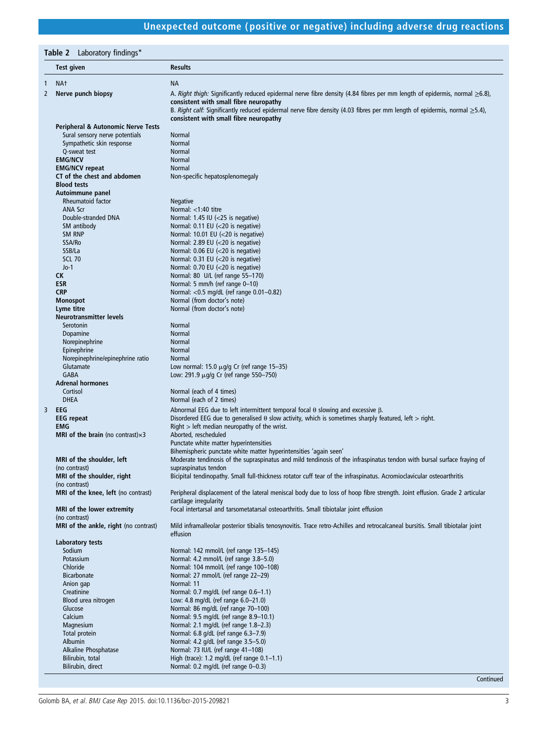**Table 2** Laboratory findings*

| | Test given | Results |
|---|---|---|
| 1 | NA† | NA |
| 2 | **Nerve punch biopsy** | A. *Right thigh:* Significantly reduced epidermal nerve fibre density (4.84 fibres per mm length of epidermis, normal ≥6.8), **consistent with small fibre neuropathy** B. *Right calf:* Significantly reduced epidermal nerve fibre density (4.03 fibres per mm length of epidermis, normal ≥5.4), **consistent with small fibre neuropathy** |
| | **Peripheral & Autonomic Nerve Tests** | |
| | Sural sensory nerve potentials | Normal |
| | Sympathetic skin response | Normal |
| | Q-sweat test | Normal |
| | **EMG/NCV** | Normal |
| | **EMG/NCV repeat** | Normal |
| | **CT of the chest and abdomen** | Non-specific hepatosplenomegaly |
| | **Blood tests** | |
| | **Autoimmune panel** | |
| | Rheumatoid factor | Negative |
| | ANA Scr | Normal: <1:40 titre |
| | Double-stranded DNA | Normal: 1.45 IU (<25 is negative) |
| | SM antibody | Normal: 0.11 EU (<20 is negative) |
| | SM RNP | Normal: 10.01 EU (<20 is negative) |
| | SSA/Ro | Normal: 2.89 EU (<20 is negative) |
| | SSB/La | Normal: 0.06 EU (<20 is negative) |
| | SCL 70 | Normal: 0.31 EU (<20 is negative) |
| | Jo-1 | Normal: 0.70 EU (<20 is negative) |
| | **CK** | Normal: 80 U/L (ref range 55–170) |
| | **ESR** | Normal: 5 mm/h (ref range 0–10) |
| | **CRP** | Normal: <0.5 mg/dL (ref range 0.01–0.82) |
| | **Monospot** | Normal (from doctor's note) |
| | **Lyme titre** | Normal (from doctor's note) |
| | **Neurotransmitter levels** | |
| | Serotonin | Normal |
| | Dopamine | Normal |
| | Norepinephrine | Normal |
| | Epinephrine | Normal |
| | Norepinephrine/epinephrine ratio | Normal |
| | Glutamate | Low normal: 15.0 μg/g Cr (ref range 15–35) |
| | GABA | Low: 291.9 μg/g Cr (ref range 550–750) |
| | **Adrenal hormones** | |
| | Cortisol | Normal (each of 4 times) |
| | DHEA | Normal (each of 2 times) |
| 3 | **EEG** | Abnormal EEG due to left intermittent temporal focal θ slowing and excessive β. |
| | **EEG repeat** | Disordered EEG due to generalised θ slow activity, which is sometimes sharply featured, left > right. |
| | **EMG** | Right > left median neuropathy of the wrist. |
| | **MRI of the brain** (no contrast)×3 | Aborted, rescheduled Punctate white matter hyperintensities Bihemispheric punctate white matter hyperintensities 'again seen' |
| | **MRI of the shoulder, left** (no contrast) | Moderate tendinosis of the supraspinatus and mild tendinosis of the infraspinatus tendon with bursal surface fraying of supraspinatus tendon |
| | **MRI of the shoulder, right** (no contrast) | Bicipital tendinopathy. Small full-thickness rotator cuff tear of the infraspinatus. Acromioclavicular osteoarthritis |
| | **MRI of the knee, left** (no contrast) | Peripheral displacement of the lateral meniscal body due to loss of hoop fibre strength. Joint effusion. Grade 2 articular cartilage irregularity |
| | **MRI of the lower extremity** (no contrast) | Focal intertarsal and tarsometatarsal osteoarthritis. Small tibiotalar joint effusion |
| | **MRI of the ankle, right** (no contrast) | Mild inframalleolar posterior tibialis tenosynovitis. Trace retro-Achilles and retrocalcaneal bursitis. Small tibiotalar joint effusion |
| | **Laboratory tests** | |
| | Sodium | Normal: 142 mmol/L (ref range 135–145) |
| | Potassium | Normal: 4.2 mmol/L (ref range 3.8–5.0) |
| | Chloride | Normal: 104 mmol/L (ref range 100–108) |
| | Bicarbonate | Normal: 27 mmol/L (ref range 22–29) |
| | Anion gap | Normal: 11 |
| | Creatinine | Normal: 0.7 mg/dL (ref range 0.6–1.1) |
| | Blood urea nitrogen | Low: 4.8 mg/dL (ref range 6.0–21.0) |
| | Glucose | Normal: 86 mg/dL (ref range 70–100) |
| | Calcium | Normal: 9.5 mg/dL (ref range 8.9–10.1) |
| | Magnesium | Normal: 2.1 mg/dL (ref range 1.8–2.3) |
| | Total protein | Normal: 6.8 g/dL (ref range 6.3–7.9) |
| | Albumin | Normal: 4.2 g/dL (ref range 3.5–5.0) |
| | Alkaline Phosphatase | Normal: 73 IU/L (ref range 41–108) |
| | Bilirubin, total | High (trace): 1.2 mg/dL (ref range 0.1–1.1) |
| | Bilirubin, direct | Normal: 0.2 mg/dL (ref range 0–0.3) |

Continued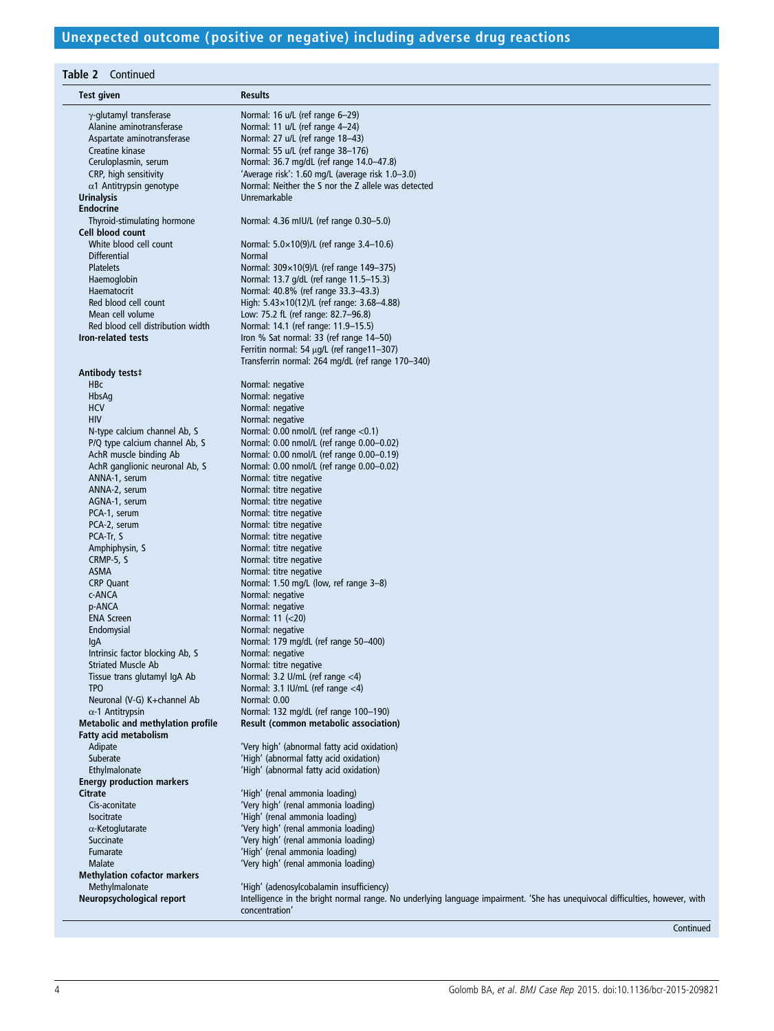## Unexpected outcome (positive or negative) including adverse drug reactions

**Table 2** Continued

| Test given | Results |
|---|---|
| γ-glutamyl transferase | Normal: 16 u/L (ref range 6–29) |
| Alanine aminotransferase | Normal: 11 u/L (ref range 4–24) |
| Aspartate aminotransferase | Normal: 27 u/L (ref range 18–43) |
| Creatine kinase | Normal: 55 u/L (ref range 38–176) |
| Ceruloplasmin, serum | Normal: 36.7 mg/dL (ref range 14.0–47.8) |
| CRP, high sensitivity | 'Average risk': 1.60 mg/L (average risk 1.0–3.0) |
| α1 Antitrypsin genotype | Normal: Neither the S nor the Z allele was detected |
| **Urinalysis** | Unremarkable |
| **Endocrine** | |
| Thyroid-stimulating hormone | Normal: 4.36 mIU/L (ref range 0.30–5.0) |
| **Cell blood count** | |
| White blood cell count | Normal: 5.0×10(9)/L (ref range 3.4–10.6) |
| Differential | Normal |
| Platelets | Normal: 309×10(9)/L (ref range 149–375) |
| Haemoglobin | Normal: 13.7 g/dL (ref range 11.5–15.3) |
| Haematocrit | Normal: 40.8% (ref range 33.3–43.3) |
| Red blood cell count | High: 5.43×10(12)/L (ref range: 3.68–4.88) |
| Mean cell volume | Low: 75.2 fL (ref range: 82.7–96.8) |
| Red blood cell distribution width | Normal: 14.1 (ref range: 11.9–15.5) |
| **Iron-related tests** | Iron % Sat normal: 33 (ref range 14–50)<br>Ferritin normal: 54 μg/L (ref range11–307)<br>Transferrin normal: 264 mg/dL (ref range 170–340) |
| **Antibody tests‡** | |
| HBc | Normal: negative |
| HbsAg | Normal: negative |
| HCV | Normal: negative |
| HIV | Normal: negative |
| N-type calcium channel Ab, S | Normal: 0.00 nmol/L (ref range <0.1) |
| P/Q type calcium channel Ab, S | Normal: 0.00 nmol/L (ref range 0.00–0.02) |
| AchR muscle binding Ab | Normal: 0.00 nmol/L (ref range 0.00–0.19) |
| AchR ganglionic neuronal Ab, S | Normal: 0.00 nmol/L (ref range 0.00–0.02) |
| ANNA-1, serum | Normal: titre negative |
| ANNA-2, serum | Normal: titre negative |
| AGNA-1, serum | Normal: titre negative |
| PCA-1, serum | Normal: titre negative |
| PCA-2, serum | Normal: titre negative |
| PCA-Tr, S | Normal: titre negative |
| Amphiphysin, S | Normal: titre negative |
| CRMP-5, S | Normal: titre negative |
| ASMA | Normal: titre negative |
| CRP Quant | Normal: 1.50 mg/L (low, ref range 3–8) |
| c-ANCA | Normal: negative |
| p-ANCA | Normal: negative |
| ENA Screen | Normal: 11 (<20) |
| Endomysial | Normal: negative |
| IgA | Normal: 179 mg/dL (ref range 50–400) |
| Intrinsic factor blocking Ab, S | Normal: negative |
| Striated Muscle Ab | Normal: titre negative |
| Tissue trans glutamyl IgA Ab | Normal: 3.2 U/mL (ref range <4) |
| TPO | Normal: 3.1 IU/mL (ref range <4) |
| Neuronal (V-G) K+channel Ab | Normal: 0.00 |
| α-1 Antitrypsin | Normal: 132 mg/dL (ref range 100–190) |
| **Metabolic and methylation profile** | **Result (common metabolic association)** |
| **Fatty acid metabolism** | |
| Adipate | 'Very high' (abnormal fatty acid oxidation) |
| Suberate | 'High' (abnormal fatty acid oxidation) |
| Ethylmalonate | 'High' (abnormal fatty acid oxidation) |
| **Energy production markers** | |
| **Citrate** | 'High' (renal ammonia loading) |
| Cis-aconitate | 'Very high' (renal ammonia loading) |
| Isocitrate | 'High' (renal ammonia loading) |
| α-Ketoglutarate | 'Very high' (renal ammonia loading) |
| Succinate | 'Very high' (renal ammonia loading) |
| Fumarate | 'High' (renal ammonia loading) |
| Malate | 'Very high' (renal ammonia loading) |
| **Methylation cofactor markers** | |
| Methylmalonate | 'High' (adenosylcobalamin insufficiency) |
| **Neuropsychological report** | Intelligence in the bright normal range. No underlying language impairment. 'She has unequivocal difficulties, however, with concentration' |

Continued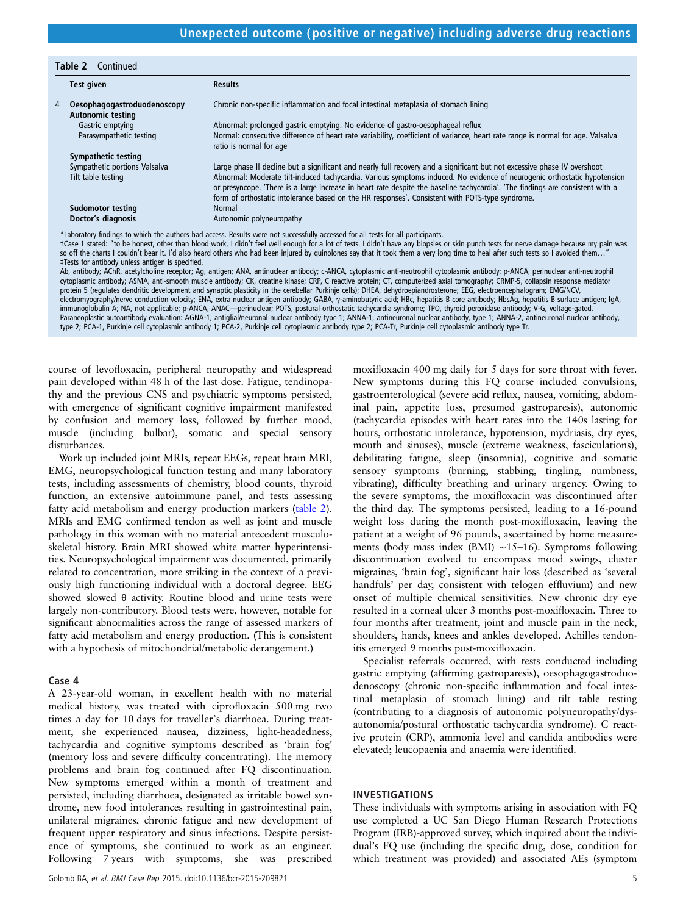**Table 2** Continued

| | Test given | Results |
|---|---|---|
| 4 | **Oesophagogastroduodenoscopy** | Chronic non-specific inflammation and focal intestinal metaplasia of stomach lining |
| | **Autonomic testing** | |
| | Gastric emptying | Abnormal: prolonged gastric emptying. No evidence of gastro-oesophageal reflux |
| | Parasympathetic testing | Normal: consecutive difference of heart rate variability, coefficient of variance, heart rate range is normal for age. Valsalva ratio is normal for age |
| | **Sympathetic testing** | |
| | Sympathetic portions Valsalva | Large phase II decline but a significant and nearly full recovery and a significant but not excessive phase IV overshoot |
| | Tilt table testing | Abnormal: Moderate tilt-induced tachycardia. Various symptoms induced. No evidence of neurogenic orthostatic hypotension or presyncope. 'There is a large increase in heart rate despite the baseline tachycardia'. 'The findings are consistent with a form of orthostatic intolerance based on the HR responses'. Consistent with POTS-type syndrome. |
| | **Sudomotor testing** | Normal |
| | **Doctor's diagnosis** | Autonomic polyneuropathy |

*Laboratory findings to which the authors had access. Results were not successfully accessed for all tests for all participants.
†Case 1 stated: "to be honest, other than blood work, I didn't feel well enough for a lot of tests. I didn't have any biopsies or skin punch tests for nerve damage because my pain was so off the charts I couldn't bear it. I'd also heard others who had been injured by quinolones say that it took them a very long time to heal after such tests so I avoided them…"
‡Tests for antibody unless antigen is specified.
Ab, antibody; AChR, acetylcholine receptor; Ag, antigen; ANA, antinuclear antibody; c-ANCA, cytoplasmic anti-neutrophil cytoplasmic antibody; p-ANCA, perinuclear anti-neutrophil cytoplasmic antibody; ASMA, anti-smooth muscle antibody; CK, creatine kinase; CRP, C reactive protein; CT, computerized axial tomography; CRMP-5, collapsin response mediator protein 5 (regulates dendritic development and synaptic plasticity in the cerebellar Purkinje cells); DHEA, dehydroepiandrosterone; EEG, electroencephalogram; EMG/NCV, electromyography/nerve conduction velocity; ENA, extra nuclear antigen antibody; GABA, γ-aminobutyric acid; HBc, hepatitis B core antibody; HbsAg, hepatitis B surface antigen; IgA, immunoglobulin A; NA, not applicable; p-ANCA, ANAC—perinuclear; POTS, postural orthostatic tachycardia syndrome; TPO, thyroid peroxidase antibody; V-G, voltage-gated.
Paraneoplastic autoantibody evaluation: AGNA-1, antiglial/neuronal nuclear antibody type 1; ANNA-1, antineuronal nuclear antibody, type 1; ANNA-2, antineuronal nuclear antibody, type 2; PCA-1, Purkinje cell cytoplasmic antibody 1; PCA-2, Purkinje cell cytoplasmic antibody type 2; PCA-Tr, Purkinje cell cytoplasmic antibody type Tr.

course of levofloxacin, peripheral neuropathy and widespread pain developed within 48 h of the last dose. Fatigue, tendinopathy and the previous CNS and psychiatric symptoms persisted, with emergence of significant cognitive impairment manifested by confusion and memory loss, followed by further mood, muscle (including bulbar), somatic and special sensory disturbances.

Work up included joint MRIs, repeat EEGs, repeat brain MRI, EMG, neuropsychological function testing and many laboratory tests, including assessments of chemistry, blood counts, thyroid function, an extensive autoimmune panel, and tests assessing fatty acid metabolism and energy production markers (table 2). MRIs and EMG confirmed tendon as well as joint and muscle pathology in this woman with no material antecedent musculoskeletal history. Brain MRI showed white matter hyperintensities. Neuropsychological impairment was documented, primarily related to concentration, more striking in the context of a previously high functioning individual with a doctoral degree. EEG showed slowed θ activity. Routine blood and urine tests were largely non-contributory. Blood tests were, however, notable for significant abnormalities across the range of assessed markers of fatty acid metabolism and energy production. (This is consistent with a hypothesis of mitochondrial/metabolic derangement.)

### Case 4

A 23-year-old woman, in excellent health with no material medical history, was treated with ciprofloxacin 500 mg two times a day for 10 days for traveller's diarrhoea. During treatment, she experienced nausea, dizziness, light-headedness, tachycardia and cognitive symptoms described as 'brain fog' (memory loss and severe difficulty concentrating). The memory problems and brain fog continued after FQ discontinuation. New symptoms emerged within a month of treatment and persisted, including diarrhoea, designated as irritable bowel syndrome, new food intolerances resulting in gastrointestinal pain, unilateral migraines, chronic fatigue and new development of frequent upper respiratory and sinus infections. Despite persistence of symptoms, she continued to work as an engineer. Following 7 years with symptoms, she was prescribed moxifloxacin 400 mg daily for 5 days for sore throat with fever. New symptoms during this FQ course included convulsions, gastroenterological (severe acid reflux, nausea, vomiting, abdominal pain, appetite loss, presumed gastroparesis), autonomic (tachycardia episodes with heart rates into the 140s lasting for hours, orthostatic intolerance, hypotension, mydriasis, dry eyes, mouth and sinuses), muscle (extreme weakness, fasciculations), debilitating fatigue, sleep (insomnia), cognitive and somatic sensory symptoms (burning, stabbing, tingling, numbness, vibrating), difficulty breathing and urinary urgency. Owing to the severe symptoms, the moxifloxacin was discontinued after the third day. The symptoms persisted, leading to a 16-pound weight loss during the month post-moxifloxacin, leaving the patient at a weight of 96 pounds, ascertained by home measurements (body mass index (BMI) ~15–16). Symptoms following discontinuation evolved to encompass mood swings, cluster migraines, 'brain fog', significant hair loss (described as 'several handfuls' per day, consistent with telogen effluvium) and new onset of multiple chemical sensitivities. New chronic dry eye resulted in a corneal ulcer 3 months post-moxifloxacin. Three to four months after treatment, joint and muscle pain in the neck, shoulders, hands, knees and ankles developed. Achilles tendonitis emerged 9 months post-moxifloxacin.

Specialist referrals occurred, with tests conducted including gastric emptying (affirming gastroparesis), oesophagogastroduodenoscopy (chronic non-specific inflammation and focal intestinal metaplasia of stomach lining) and tilt table testing (contributing to a diagnosis of autonomic polyneuropathy/dysautonomia/postural orthostatic tachycardia syndrome). C reactive protein (CRP), ammonia level and candida antibodies were elevated; leucopaenia and anaemia were identified.

## INVESTIGATIONS

These individuals with symptoms arising in association with FQ use completed a UC San Diego Human Research Protections Program (IRB)-approved survey, which inquired about the individual's FQ use (including the specific drug, dose, condition for which treatment was provided) and associated AEs (symptom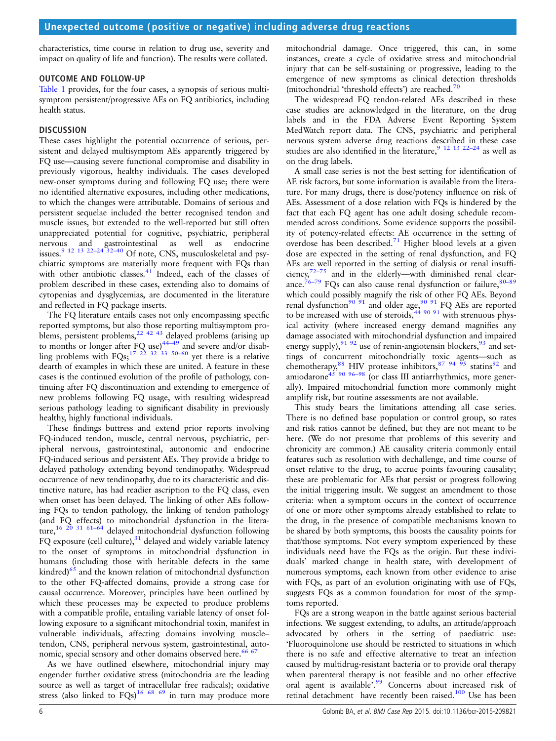characteristics, time course in relation to drug use, severity and impact on quality of life and function). The results were collated.

## OUTCOME AND FOLLOW-UP

Table 1 provides, for the four cases, a synopsis of serious multisymptom persistent/progressive AEs on FQ antibiotics, including health status.

## DISCUSSION

These cases highlight the potential occurrence of serious, persistent and delayed multisymptom AEs apparently triggered by FQ use—causing severe functional compromise and disability in previously vigorous, healthy individuals. The cases developed new-onset symptoms during and following FQ use; there were no identified alternative exposures, including other medications, to which the changes were attributable. Domains of serious and persistent sequelae included the better recognised tendon and muscle issues, but extended to the well-reported but still often unappreciated potential for cognitive, psychiatric, peripheral nervous and gastrointestinal as well as endocrine issues.[9 12 13 22–24 32–40] Of note, CNS, musculoskeletal and psychiatric symptoms are materially more frequent with FQs than with other antibiotic classes.[41] Indeed, each of the classes of problem described in these cases, extending also to domains of cytopenias and dysglycemias, are documented in the literature and reflected in FQ package inserts.

The FQ literature entails cases not only encompassing specific reported symptoms, but also those reporting multisymptom problems,[22 42 43] delayed problems (arising up to months or longer after FQ use)[44–49] and severe and/or disabling problems with FQs;[17 22 32 33 50–60] yet there is a relative dearth of examples in which these are united. A feature in these cases is the continued evolution of the profile of pathology, continuing after FQ discontinuation and extending to emergence of new problems following FQ usage, with resulting widespread serious pathology leading to significant disability in previously healthy, highly functional individuals.

These findings buttress and extend prior reports involving FQ-induced tendon, muscle, central nervous, psychiatric, peripheral nervous, gastrointestinal, autonomic and endocrine FQ-induced serious and persistent AEs. They provide a bridge to delayed pathology extending beyond tendinopathy. Widespread occurrence of new tendinopathy, due to its characteristic and distinctive nature, has had readier ascription to the FQ class, even when onset has been delayed. The linking of other AEs following FQs to tendon pathology, the linking of tendon pathology (and FQ effects) to mitochondrial dysfunction in the literature,[16 20 31 61–64] delayed mitochondrial dysfunction following FQ exposure (cell culture),[31] delayed and widely variable latency to the onset of symptoms in mitochondrial dysfunction in humans (including those with heritable defects in the same kindred)[65] and the known relation of mitochondrial dysfunction to the other FQ-affected domains, provide a strong case for causal occurrence. Moreover, principles have been outlined by which these processes may be expected to produce problems with a compatible profile, entailing variable latency of onset following exposure to a significant mitochondrial toxin, manifest in vulnerable individuals, affecting domains involving muscle–tendon, CNS, peripheral nervous system, gastrointestinal, autonomic, special sensory and other domains observed here.[66 67]

As we have outlined elsewhere, mitochondrial injury may engender further oxidative stress (mitochondria are the leading source as well as target of intracellular free radicals); oxidative stress (also linked to FQs)[16 68 69] in turn may produce more mitochondrial damage. Once triggered, this can, in some instances, create a cycle of oxidative stress and mitochondrial injury that can be self-sustaining or progressive, leading to the emergence of new symptoms as clinical detection thresholds (mitochondrial 'threshold effects') are reached.[70]

The widespread FQ tendon-related AEs described in these case studies are acknowledged in the literature, on the drug labels and in the FDA Adverse Event Reporting System MedWatch report data. The CNS, psychiatric and peripheral nervous system adverse drug reactions described in these case studies are also identified in the literature,[9 12 13 22–24] as well as on the drug labels.

A small case series is not the best setting for identification of AE risk factors, but some information is available from the literature. For many drugs, there is dose/potency influence on risk of AEs. Assessment of a dose relation with FQs is hindered by the fact that each FQ agent has one adult dosing schedule recommended across conditions. Some evidence supports the possibility of potency-related effects: AE occurrence in the setting of overdose has been described.[71] Higher blood levels at a given dose are expected in the setting of renal dysfunction, and FQ AEs are well reported in the setting of dialysis or renal insufficiency,[72–75] and in the elderly—with diminished renal clearance.[76–79] FQs can also cause renal dysfunction or failure,[80–89] which could possibly magnify the risk of other FQ AEs. Beyond renal dysfunction[90 91] and older age,[90 91] FQ AEs are reported to be increased with use of steroids,[44 90 91] with strenuous physical activity (where increased energy demand magnifies any damage associated with mitochondrial dysfunction and impaired energy supply),[91 92] use of renin-angiotensin blockers,[93] and settings of concurrent mitochondrially toxic agents—such as chemotherapy,[88] HIV protease inhibitors,[87 94 95] statins[92] and amiodarone[45 90 96–98] (or class III antiarrhythmics, more generally). Impaired mitochondrial function more commonly might amplify risk, but routine assessments are not available.

This study bears the limitations attending all case series. There is no defined base population or control group, so rates and risk ratios cannot be defined, but they are not meant to be here. (We do not presume that problems of this severity and chronicity are common.) AE causality criteria commonly entail features such as resolution with dechallenge, and time course of onset relative to the drug, to accrue points favouring causality; these are problematic for AEs that persist or progress following the initial triggering insult. We suggest an amendment to those criteria: when a symptom occurs in the context of occurrence of one or more other symptoms already established to relate to the drug, in the presence of compatible mechanisms known to be shared by both symptoms, this boosts the causality points for that/those symptoms. Not every symptom experienced by these individuals need have the FQs as the origin. But these individuals' marked change in health state, with development of numerous symptoms, each known from other evidence to arise with FQs, as part of an evolution originating with use of FQs, suggests FQs as a common foundation for most of the symptoms reported.

FQs are a strong weapon in the battle against serious bacterial infections. We suggest extending, to adults, an attitude/approach advocated by others in the setting of paediatric use: 'Fluoroquinolone use should be restricted to situations in which there is no safe and effective alternative to treat an infection caused by multidrug-resistant bacteria or to provide oral therapy when parenteral therapy is not feasible and no other effective oral agent is available'.[99] Concerns about increased risk of retinal detachment have recently been raised.[100] Use has been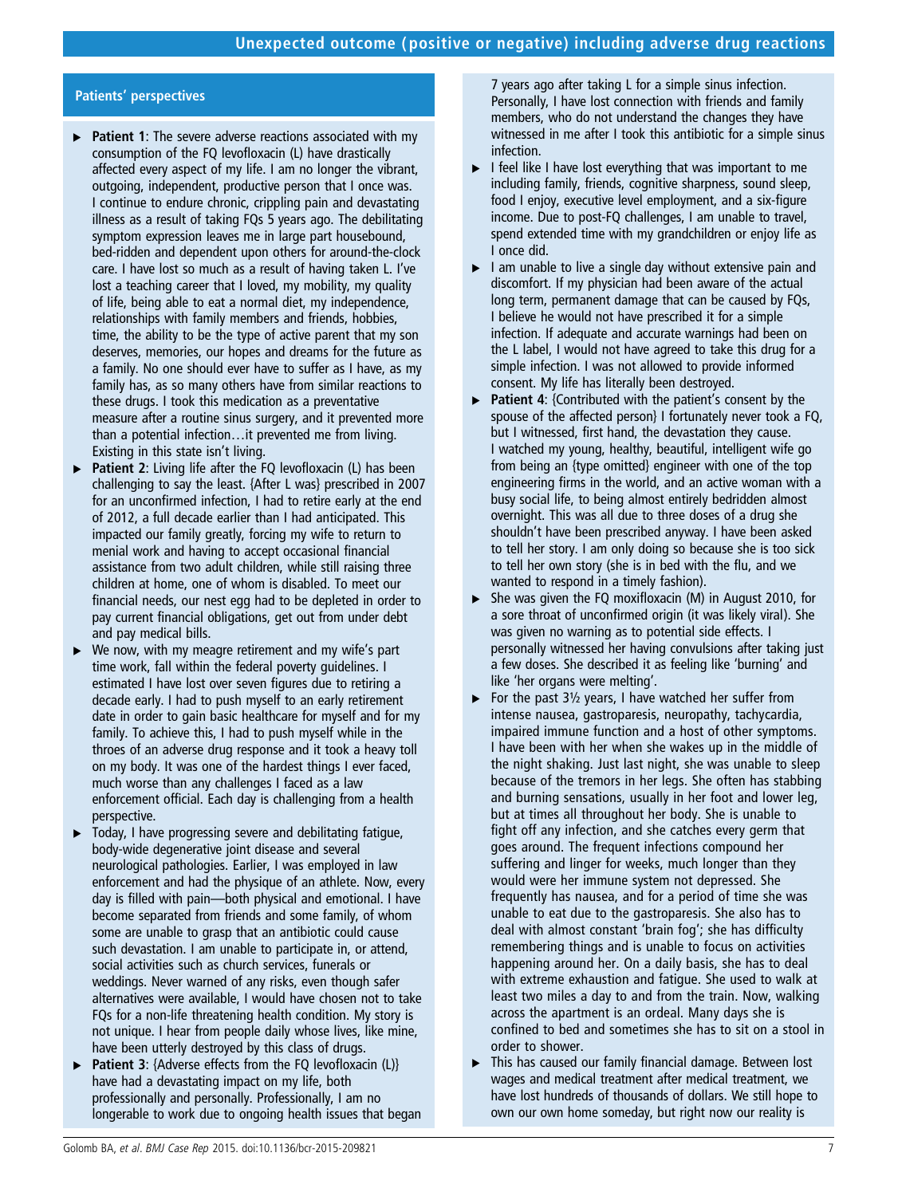## Patients' perspectives

- **Patient 1**: The severe adverse reactions associated with my consumption of the FQ levofloxacin (L) have drastically affected every aspect of my life. I am no longer the vibrant, outgoing, independent, productive person that I once was. I continue to endure chronic, crippling pain and devastating illness as a result of taking FQs 5 years ago. The debilitating symptom expression leaves me in large part housebound, bed-ridden and dependent upon others for around-the-clock care. I have lost so much as a result of having taken L. I've lost a teaching career that I loved, my mobility, my quality of life, being able to eat a normal diet, my independence, relationships with family members and friends, hobbies, time, the ability to be the type of active parent that my son deserves, memories, our hopes and dreams for the future as a family. No one should ever have to suffer as I have, as my family has, as so many others have from similar reactions to these drugs. I took this medication as a preventative measure after a routine sinus surgery, and it prevented more than a potential infection…it prevented me from living. Existing in this state isn't living.
- **Patient 2**: Living life after the FQ levofloxacin (L) has been challenging to say the least. {After L was} prescribed in 2007 for an unconfirmed infection, I had to retire early at the end of 2012, a full decade earlier than I had anticipated. This impacted our family greatly, forcing my wife to return to menial work and having to accept occasional financial assistance from two adult children, while still raising three children at home, one of whom is disabled. To meet our financial needs, our nest egg had to be depleted in order to pay current financial obligations, get out from under debt and pay medical bills.
- We now, with my meagre retirement and my wife's part time work, fall within the federal poverty guidelines. I estimated I have lost over seven figures due to retiring a decade early. I had to push myself to an early retirement date in order to gain basic healthcare for myself and for my family. To achieve this, I had to push myself while in the throes of an adverse drug response and it took a heavy toll on my body. It was one of the hardest things I ever faced, much worse than any challenges I faced as a law enforcement official. Each day is challenging from a health perspective.
- Today, I have progressing severe and debilitating fatigue, body-wide degenerative joint disease and several neurological pathologies. Earlier, I was employed in law enforcement and had the physique of an athlete. Now, every day is filled with pain—both physical and emotional. I have become separated from friends and some family, of whom some are unable to grasp that an antibiotic could cause such devastation. I am unable to participate in, or attend, social activities such as church services, funerals or weddings. Never warned of any risks, even though safer alternatives were available, I would have chosen not to take FQs for a non-life threatening health condition. My story is not unique. I hear from people daily whose lives, like mine, have been utterly destroyed by this class of drugs.
- **Patient 3**: {Adverse effects from the FQ levofloxacin (L)} have had a devastating impact on my life, both professionally and personally. Professionally, I am no longerable to work due to ongoing health issues that began 7 years ago after taking L for a simple sinus infection. Personally, I have lost connection with friends and family members, who do not understand the changes they have witnessed in me after I took this antibiotic for a simple sinus infection.
- I feel like I have lost everything that was important to me including family, friends, cognitive sharpness, sound sleep, food I enjoy, executive level employment, and a six-figure income. Due to post-FQ challenges, I am unable to travel, spend extended time with my grandchildren or enjoy life as I once did.
- I am unable to live a single day without extensive pain and discomfort. If my physician had been aware of the actual long term, permanent damage that can be caused by FQs, I believe he would not have prescribed it for a simple infection. If adequate and accurate warnings had been on the L label, I would not have agreed to take this drug for a simple infection. I was not allowed to provide informed consent. My life has literally been destroyed.
- **Patient 4**: {Contributed with the patient's consent by the spouse of the affected person} I fortunately never took a FQ, but I witnessed, first hand, the devastation they cause. I watched my young, healthy, beautiful, intelligent wife go from being an {type omitted} engineer with one of the top engineering firms in the world, and an active woman with a busy social life, to being almost entirely bedridden almost overnight. This was all due to three doses of a drug she shouldn't have been prescribed anyway. I have been asked to tell her story. I am only doing so because she is too sick to tell her own story (she is in bed with the flu, and we wanted to respond in a timely fashion).
- She was given the FQ moxifloxacin (M) in August 2010, for a sore throat of unconfirmed origin (it was likely viral). She was given no warning as to potential side effects. I personally witnessed her having convulsions after taking just a few doses. She described it as feeling like 'burning' and like 'her organs were melting'.
- For the past 3½ years, I have watched her suffer from intense nausea, gastroparesis, neuropathy, tachycardia, impaired immune function and a host of other symptoms. I have been with her when she wakes up in the middle of the night shaking. Just last night, she was unable to sleep because of the tremors in her legs. She often has stabbing and burning sensations, usually in her foot and lower leg, but at times all throughout her body. She is unable to fight off any infection, and she catches every germ that goes around. The frequent infections compound her suffering and linger for weeks, much longer than they would were her immune system not depressed. She frequently has nausea, and for a period of time she was unable to eat due to the gastroparesis. She also has to deal with almost constant 'brain fog'; she has difficulty remembering things and is unable to focus on activities happening around her. On a daily basis, she has to deal with extreme exhaustion and fatigue. She used to walk at least two miles a day to and from the train. Now, walking across the apartment is an ordeal. Many days she is confined to bed and sometimes she has to sit on a stool in order to shower.
- This has caused our family financial damage. Between lost wages and medical treatment after medical treatment, we have lost hundreds of thousands of dollars. We still hope to own our own home someday, but right now our reality is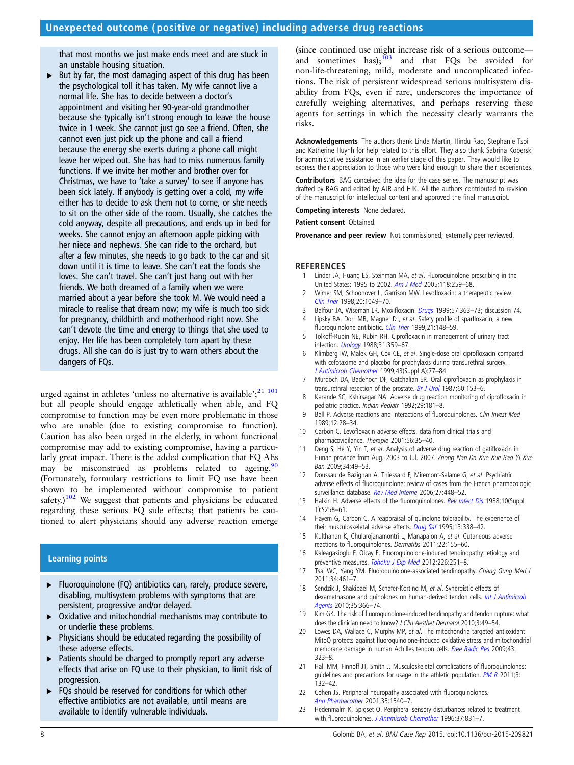that most months we just make ends meet and are stuck in an unstable housing situation.

- But by far, the most damaging aspect of this drug has been the psychological toll it has taken. My wife cannot live a normal life. She has to decide between a doctor's appointment and visiting her 90-year-old grandmother because she typically isn't strong enough to leave the house twice in 1 week. She cannot just go see a friend. Often, she cannot even just pick up the phone and call a friend because the energy she exerts during a phone call might leave her wiped out. She has had to miss numerous family functions. If we invite her mother and brother over for Christmas, we have to 'take a survey' to see if anyone has been sick lately. If anybody is getting over a cold, my wife either has to decide to ask them not to come, or she needs to sit on the other side of the room. Usually, she catches the cold anyway, despite all precautions, and ends up in bed for weeks. She cannot enjoy an afternoon apple picking with her niece and nephews. She can ride to the orchard, but after a few minutes, she needs to go back to the car and sit down until it is time to leave. She can't eat the foods she loves. She can't travel. She can't just hang out with her friends. We both dreamed of a family when we were married about a year before she took M. We would need a miracle to realise that dream now; my wife is much too sick for pregnancy, childbirth and motherhood right now. She can't devote the time and energy to things that she used to enjoy. Her life has been completely torn apart by these drugs. All she can do is just try to warn others about the dangers of FQs.

urged against in athletes 'unless no alternative is available';[21 101] but all people should engage athletically when able, and FQ compromise to function may be even more problematic in those who are unable (due to existing compromise to function). Caution has also been urged in the elderly, in whom functional compromise may add to existing compromise, having a particularly great impact. There is the added complication that FQ AEs may be misconstrued as problems related to ageing.[90] (Fortunately, formulary restrictions to limit FQ use have been shown to be implemented without compromise to patient safety.)[102] We suggest that patients and physicians be educated regarding these serious FQ side effects; that patients be cautioned to alert physicians should any adverse reaction emerge (since continued use might increase risk of a serious outcome—and sometimes has);[103] and that FQs be avoided for non-life-threatening, mild, moderate and uncomplicated infections. The risk of persistent widespread serious multisystem disability from FQs, even if rare, underscores the importance of carefully weighing alternatives, and perhaps reserving these agents for settings in which the necessity clearly warrants the risks.

## Learning points

- Fluoroquinolone (FQ) antibiotics can, rarely, produce severe, disabling, multisystem problems with symptoms that are persistent, progressive and/or delayed.
- Oxidative and mitochondrial mechanisms may contribute to or underlie these problems.
- Physicians should be educated regarding the possibility of these adverse effects.
- Patients should be charged to promptly report any adverse effects that arise on FQ use to their physician, to limit risk of progression.
- FQs should be reserved for conditions for which other effective antibiotics are not available, until means are available to identify vulnerable individuals.

**Acknowledgements** The authors thank Linda Martin, Hindu Rao, Stephanie Tsoi and Katherine Huynh for help related to this effort. They also thank Sabrina Koperski for administrative assistance in an earlier stage of this paper. They would like to express their appreciation to those who were kind enough to share their experiences.

**Contributors** BAG conceived the idea for the case series. The manuscript was drafted by BAG and edited by AJR and HJK. All the authors contributed to revision of the manuscript for intellectual content and approved the final manuscript.

**Competing interests** None declared.

**Patient consent** Obtained.

**Provenance and peer review** Not commissioned; externally peer reviewed.

## REFERENCES

1. Linder JA, Huang ES, Steinman MA, *et al*. Fluoroquinolone prescribing in the United States: 1995 to 2002. *Am J Med* 2005;118:259–68.
2. Wimer SM, Schoonover L, Garrison MW. Levofloxacin: a therapeutic review. *Clin Ther* 1998;20:1049–70.
3. Balfour JA, Wiseman LR. Moxifloxacin. *Drugs* 1999;57:363–73; discussion 74.
4. Lipsky BA, Dorr MB, Magner DJ, *et al*. Safety profile of sparfloxacin, a new fluoroquinolone antibiotic. *Clin Ther* 1999;21:148–59.
5. Tolkoff-Rubin NE, Rubin RH. Ciprofloxacin in management of urinary tract infection. *Urology* 1988;31:359–67.
6. Klimberg IW, Malek GH, Cox CE, *et al*. Single-dose oral ciprofloxacin compared with cefotaxime and placebo for prophylaxis during transurethral surgery. *J Antimicrob Chemother* 1999;43(Suppl A):77–84.
7. Murdoch DA, Badenoch DF, Gatchalian ER. Oral ciprofloxacin as prophylaxis in transurethral resection of the prostate. *Br J Urol* 1987;60:153–6.
8. Karande SC, Kshirsagar NA. Adverse drug reaction monitoring of ciprofloxacin in pediatric practice. *Indian Pediatr* 1992;29:181–8.
9. Ball P. Adverse reactions and interactions of fluoroquinolones. *Clin Invest Med* 1989;12:28–34.
10. Carbon C. Levofloxacin adverse effects, data from clinical trials and pharmacovigilance. *Therapie* 2001;56:35–40.
11. Deng S, He Y, Yin T, *et al*. Analysis of adverse drug reaction of gatifloxacin in Hunan province from Aug. 2003 to Jul. 2007. *Zhong Nan Da Xue Xue Bao Yi Xue Ban* 2009;34:49–53.
12. Doussau de Bazignan A, Thiessard F, Miremont-Salame G, *et al*. Psychiatric adverse effects of fluoroquinolone: review of cases from the French pharmacologic surveillance database. *Rev Med Interne* 2006;27:448–52.
13. Halkin H. Adverse effects of the fluoroquinolones. *Rev Infect Dis* 1988;10(Suppl 1):S258–61.
14. Hayem G, Carbon C. A reappraisal of quinolone tolerability. The experience of their musculoskeletal adverse effects. *Drug Saf* 1995;13:338–42.
15. Kulthanan K, Chularojanamontri L, Manapajon A, *et al*. Cutaneous adverse reactions to fluoroquinolones. *Dermatitis* 2011;22:155–60.
16. Kaleagasioglu F, Olcay E. Fluoroquinolone-induced tendinopathy: etiology and preventive measures. *Tohoku J Exp Med* 2012;226:251–8.
17. Tsai WC, Yang YM. Fluoroquinolone-associated tendinopathy. *Chang Gung Med J* 2011;34:461–7.
18. Sendzik J, Shakibaei M, Schafer-Korting M, *et al*. Synergistic effects of dexamethasone and quinolones on human-derived tendon cells. *Int J Antimicrob Agents* 2010;35:366–74.
19. Kim GK. The risk of fluoroquinolone-induced tendinopathy and tendon rupture: what does the clinician need to know? *J Clin Aesthet Dermatol* 2010;3:49–54.
20. Lowes DA, Wallace C, Murphy MP, *et al*. The mitochondria targeted antioxidant MitoQ protects against fluoroquinolone-induced oxidative stress and mitochondrial membrane damage in human Achilles tendon cells. *Free Radic Res* 2009;43:323–8.
21. Hall MM, Finnoff JT, Smith J. Musculoskeletal complications of fluoroquinolones: guidelines and precautions for usage in the athletic population. *PM R* 2011;3:132–42.
22. Cohen JS. Peripheral neuropathy associated with fluoroquinolones. *Ann Pharmacother* 2001;35:1540–7.
23. Hedenmalm K, Spigset O. Peripheral sensory disturbances related to treatment with fluoroquinolones. *J Antimicrob Chemother* 1996;37:831–7.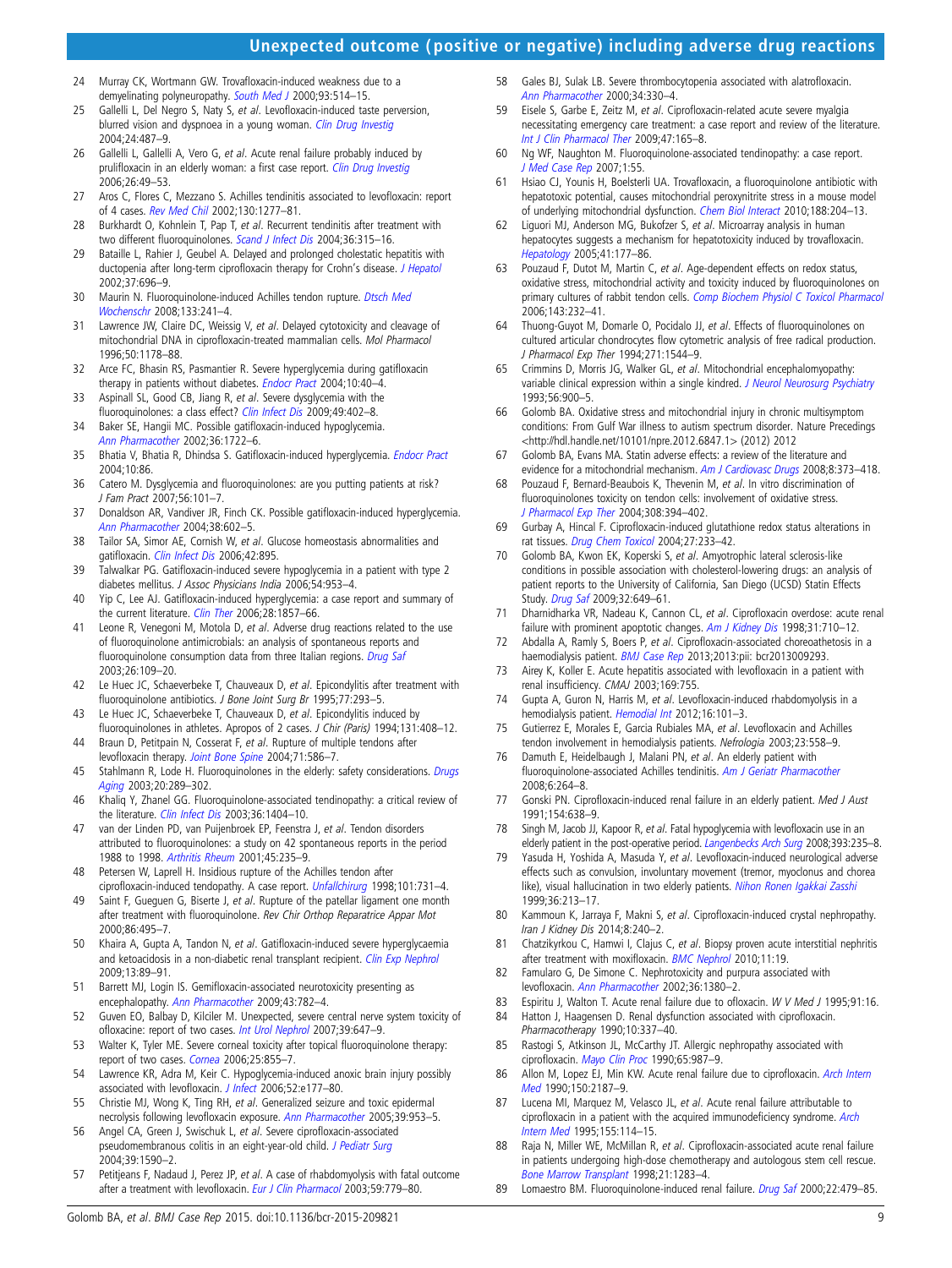24 Murray CK, Wortmann GW. Trovafloxacin-induced weakness due to a demyelinating polyneuropathy. *South Med J* 2000;93:514–15.

25 Gallelli L, Del Negro S, Naty S, *et al*. Levofloxacin-induced taste perversion, blurred vision and dyspnoea in a young woman. *Clin Drug Investig* 2004;24:487–9.

26 Gallelli L, Gallelli A, Vero G, *et al*. Acute renal failure probably induced by prulifloxacin in an elderly woman: a first case report. *Clin Drug Investig* 2006;26:49–53.

27 Aros C, Flores C, Mezzano S. Achilles tendinitis associated to levofloxacin: report of 4 cases. *Rev Med Chil* 2002;130:1277–81.

28 Burkhardt O, Kohnlein T, Pap T, *et al*. Recurrent tendinitis after treatment with two different fluoroquinolones. *Scand J Infect Dis* 2004;36:315–16.

29 Bataille L, Rahier J, Geubel A. Delayed and prolonged cholestatic hepatitis with ductopenia after long-term ciprofloxacin therapy for Crohn's disease. *J Hepatol* 2002;37:696–9.

30 Maurin N. Fluoroquinolone-induced Achilles tendon rupture. *Dtsch Med Wochenschr* 2008;133:241–4.

31 Lawrence JW, Claire DC, Weissig V, *et al*. Delayed cytotoxicity and cleavage of mitochondrial DNA in ciprofloxacin-treated mammalian cells. *Mol Pharmacol* 1996;50:1178–88.

32 Arce FC, Bhasin RS, Pasmantier R. Severe hyperglycemia during gatifloxacin therapy in patients without diabetes. *Endocr Pract* 2004;10:40–4.

33 Aspinall SL, Good CB, Jiang R, *et al*. Severe dysglycemia with the fluoroquinolones: a class effect? *Clin Infect Dis* 2009;49:402–8.

34 Baker SE, Hangii MC. Possible gatifloxacin-induced hypoglycemia. *Ann Pharmacother* 2002;36:1722–6.

35 Bhatia V, Bhatia R, Dhindsa S. Gatifloxacin-induced hyperglycemia. *Endocr Pract* 2004;10:86.

36 Catero M. Dysglycemia and fluoroquinolones: are you putting patients at risk? *J Fam Pract* 2007;56:101–7.

37 Donaldson AR, Vandiver JR, Finch CK. Possible gatifloxacin-induced hyperglycemia. *Ann Pharmacother* 2004;38:602–5.

38 Tailor SA, Simor AE, Cornish W, *et al*. Glucose homeostasis abnormalities and gatifloxacin. *Clin Infect Dis* 2006;42:895.

39 Talwalkar PG. Gatifloxacin-induced severe hypoglycemia in a patient with type 2 diabetes mellitus. *J Assoc Physicians India* 2006;54:953–4.

40 Yip C, Lee AJ. Gatifloxacin-induced hyperglycemia: a case report and summary of the current literature. *Clin Ther* 2006;28:1857–66.

41 Leone R, Venegoni M, Motola D, *et al*. Adverse drug reactions related to the use of fluoroquinolone antimicrobials: an analysis of spontaneous reports and fluoroquinolone consumption data from three Italian regions. *Drug Saf* 2003;26:109–20.

42 Le Huec JC, Schaeverbeke T, Chauveaux D, *et al*. Epicondylitis after treatment with fluoroquinolone antibiotics. *J Bone Joint Surg Br* 1995;77:293–5.

43 Le Huec JC, Schaeverbeke T, Chauveaux D, *et al*. Epicondylitis induced by fluoroquinolones in athletes. Apropos of 2 cases. *J Chir (Paris)* 1994;131:408–12.

44 Braun D, Petitpain N, Cosserat F, *et al*. Rupture of multiple tendons after levofloxacin therapy. *Joint Bone Spine* 2004;71:586–7.

45 Stahlmann R, Lode H. Fluoroquinolones in the elderly: safety considerations. *Drugs Aging* 2003;20:289–302.

46 Khaliq Y, Zhanel GG. Fluoroquinolone-associated tendinopathy: a critical review of the literature. *Clin Infect Dis* 2003;36:1404–10.

47 van der Linden PD, van Puijenbroek EP, Feenstra J, *et al*. Tendon disorders attributed to fluoroquinolones: a study on 42 spontaneous reports in the period 1988 to 1998. *Arthritis Rheum* 2001;45:235–9.

48 Petersen W, Laprell H. Insidious rupture of the Achilles tendon after ciprofloxacin-induced tendopathy. A case report. *Unfallchirurg* 1998;101:731–4.

49 Saint F, Gueguen G, Biserte J, *et al*. Rupture of the patellar ligament one month after treatment with fluoroquinolone. *Rev Chir Orthop Reparatrice Appar Mot* 2000;86:495–7.

50 Khaira A, Gupta A, Tandon N, *et al*. Gatifloxacin-induced severe hyperglycaemia and ketoacidosis in a non-diabetic renal transplant recipient. *Clin Exp Nephrol* 2009;13:89–91.

51 Barrett MJ, Login IS. Gemifloxacin-associated neurotoxicity presenting as encephalopathy. *Ann Pharmacother* 2009;43:782–4.

52 Guven EO, Balbay D, Kilciler M. Unexpected, severe central nerve system toxicity of ofloxacine: report of two cases. *Int Urol Nephrol* 2007;39:647–9.

53 Walter K, Tyler ME. Severe corneal toxicity after topical fluoroquinolone therapy: report of two cases. *Cornea* 2006;25:855–7.

54 Lawrence KR, Adra M, Keir C. Hypoglycemia-induced anoxic brain injury possibly associated with levofloxacin. *J Infect* 2006;52:e177–80.

55 Christie MJ, Wong K, Ting RH, *et al*. Generalized seizure and toxic epidermal necrolysis following levofloxacin exposure. *Ann Pharmacother* 2005;39:953–5.

56 Angel CA, Green J, Swischuk L, *et al*. Severe ciprofloxacin-associated pseudomembranous colitis in an eight-year-old child. *J Pediatr Surg* 2004;39:1590–2.

57 Petitjeans F, Nadaud J, Perez JP, *et al*. A case of rhabdomyolysis with fatal outcome after a treatment with levofloxacin. *Eur J Clin Pharmacol* 2003;59:779–80.

58 Gales BJ, Sulak LB. Severe thrombocytopenia associated with alatrofloxacin. *Ann Pharmacother* 2000;34:330–4.

59 Eisele S, Garbe E, Zeitz M, *et al*. Ciprofloxacin-related acute severe myalgia necessitating emergency care treatment: a case report and review of the literature. *Int J Clin Pharmacol Ther* 2009;47:165–8.

60 Ng WF, Naughton M. Fluoroquinolone-associated tendinopathy: a case report. *J Med Case Rep* 2007;1:55.

61 Hsiao CJ, Younis H, Boelsterli UA. Trovafloxacin, a fluoroquinolone antibiotic with hepatotoxic potential, causes mitochondrial peroxynitrite stress in a mouse model of underlying mitochondrial dysfunction. *Chem Biol Interact* 2010;188:204–13.

62 Liguori MJ, Anderson MG, Bukofzer S, *et al*. Microarray analysis in human hepatocytes suggests a mechanism for hepatotoxicity induced by trovafloxacin. *Hepatology* 2005;41:177–86.

63 Pouzaud F, Dutot M, Martin C, *et al*. Age-dependent effects on redox status, oxidative stress, mitochondrial activity and toxicity induced by fluoroquinolones on primary cultures of rabbit tendon cells. *Comp Biochem Physiol C Toxicol Pharmacol* 2006;143:232–41.

64 Thuong-Guyot M, Domarle O, Pocidalo JJ, *et al*. Effects of fluoroquinolones on cultured articular chondrocytes flow cytometric analysis of free radical production. *J Pharmacol Exp Ther* 1994;271:1544–9.

65 Crimmins D, Morris JG, Walker GL, *et al*. Mitochondrial encephalomyopathy: variable clinical expression within a single kindred. *J Neurol Neurosurg Psychiatry* 1993;56:900–5.

66 Golomb BA. Oxidative stress and mitochondrial injury in chronic multisymptom conditions: From Gulf War illness to autism spectrum disorder. Nature Precedings <http://hdl.handle.net/10101/npre.2012.6847.1> (2012) 2012

67 Golomb BA, Evans MA. Statin adverse effects: a review of the literature and evidence for a mitochondrial mechanism. *Am J Cardiovasc Drugs* 2008;8:373–418.

68 Pouzaud F, Bernard-Beaubois K, Thevenin M, *et al*. In vitro discrimination of fluoroquinolones toxicity on tendon cells: involvement of oxidative stress. *J Pharmacol Exp Ther* 2004;308:394–402.

69 Gurbay A, Hincal F. Ciprofloxacin-induced glutathione redox status alterations in rat tissues. *Drug Chem Toxicol* 2004;27:233–42.

70 Golomb BA, Kwon EK, Koperski S, *et al*. Amyotrophic lateral sclerosis-like conditions in possible association with cholesterol-lowering drugs: an analysis of patient reports to the University of California, San Diego (UCSD) Statin Effects Study. *Drug Saf* 2009;32:649–61.

71 Dharnidharka VR, Nadeau K, Cannon CL, *et al*. Ciprofloxacin overdose: acute renal failure with prominent apoptotic changes. *Am J Kidney Dis* 1998;31:710–12.

72 Abdalla A, Ramly S, Boers P, *et al*. Ciprofloxacin-associated choreoathetosis in a haemodialysis patient. *BMJ Case Rep* 2013;2013:pii: bcr2013009293.

73 Airey K, Koller E. Acute hepatitis associated with levofloxacin in a patient with renal insufficiency. *CMAJ* 2003;169:755.

74 Gupta A, Guron N, Harris M, *et al*. Levofloxacin-induced rhabdomyolysis in a hemodialysis patient. *Hemodial Int* 2012;16:101–3.

75 Gutierrez E, Morales E, Garcia Rubiales MA, *et al*. Levofloxacin and Achilles tendon involvement in hemodialysis patients. *Nefrologia* 2003;23:558–9.

76 Damuth E, Heidelbaugh J, Malani PN, *et al*. An elderly patient with fluoroquinolone-associated Achilles tendinitis. *Am J Geriatr Pharmacother* 2008;6:264–8.

77 Gonski PN. Ciprofloxacin-induced renal failure in an elderly patient. *Med J Aust* 1991;154:638–9.

78 Singh M, Jacob JJ, Kapoor R, *et al*. Fatal hypoglycemia with levofloxacin use in an elderly patient in the post-operative period. *Langenbecks Arch Surg* 2008;393:235–8.

79 Yasuda H, Yoshida A, Masuda Y, *et al*. Levofloxacin-induced neurological adverse effects such as convulsion, involuntary movement (tremor, myoclonus and chorea like), visual hallucination in two elderly patients. *Nihon Ronen Igakkai Zasshi* 1999;36:213–17.

80 Kammoun K, Jarraya F, Makni S, *et al*. Ciprofloxacin-induced crystal nephropathy. *Iran J Kidney Dis* 2014;8:240–2.

81 Chatzikyrkou C, Hamwi I, Clajus C, *et al*. Biopsy proven acute interstitial nephritis after treatment with moxifloxacin. *BMC Nephrol* 2010;11:19.

82 Famularo G, De Simone C. Nephrotoxicity and purpura associated with levofloxacin. *Ann Pharmacother* 2002;36:1380–2.

83 Espiritu J, Walton T. Acute renal failure due to ofloxacin. *W V Med J* 1995;91:16.

84 Hatton J, Haagensen D. Renal dysfunction associated with ciprofloxacin. *Pharmacotherapy* 1990;10:337–40.

85 Rastogi S, Atkinson JL, McCarthy JT. Allergic nephropathy associated with ciprofloxacin. *Mayo Clin Proc* 1990;65:987–9.

86 Allon M, Lopez EJ, Min KW. Acute renal failure due to ciprofloxacin. *Arch Intern Med* 1990;150:2187–9.

87 Lucena MI, Marquez M, Velasco JL, *et al*. Acute renal failure attributable to ciprofloxacin in a patient with the acquired immunodeficiency syndrome. *Arch Intern Med* 1995;155:114–15.

88 Raja N, Miller WE, McMillan R, *et al*. Ciprofloxacin-associated acute renal failure in patients undergoing high-dose chemotherapy and autologous stem cell rescue. *Bone Marrow Transplant* 1998;21:1283–4.

89 Lomaestro BM. Fluoroquinolone-induced renal failure. *Drug Saf* 2000;22:479–85.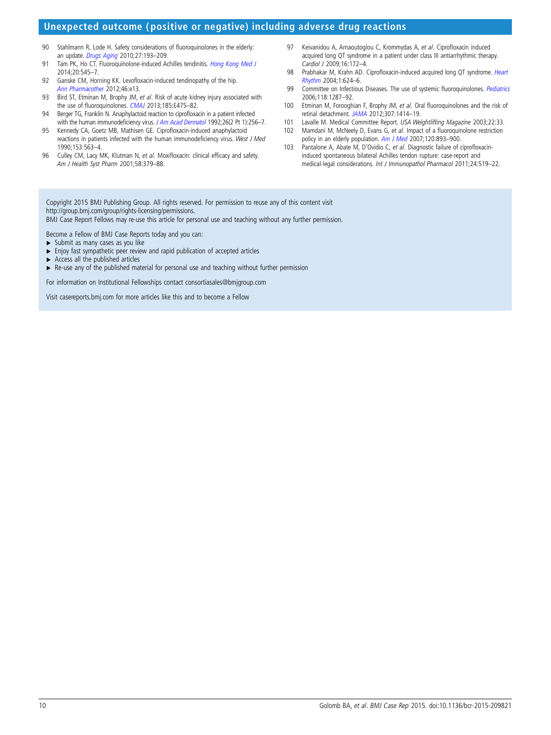90 Stahlmann R, Lode H. Safety considerations of fluoroquinolones in the elderly: an update. *Drugs Aging* 2010;27:193–209.

91 Tam PK, Ho CT. Fluoroquinolone-induced Achilles tendinitis. *Hong Kong Med J* 2014;20:545–7.

92 Ganske CM, Horning KK. Levofloxacin-induced tendinopathy of the hip. *Ann Pharmacother* 2012;46:e13.

93 Bird ST, Etminan M, Brophy JM, *et al*. Risk of acute kidney injury associated with the use of fluoroquinolones. *CMAJ* 2013;185:E475–82.

94 Berger TG, Franklin N. Anaphylactoid reaction to ciprofloxacin in a patient infected with the human immunodeficiency virus. *J Am Acad Dermatol* 1992;26(2 Pt 1):256–7.

95 Kennedy CA, Goetz MB, Mathisen GE. Ciprofloxacin-induced anaphylactoid reactions in patients infected with the human immunodeficiency virus. *West J Med* 1990;153:563–4.

96 Culley CM, Lacy MK, Klutman N, *et al*. Moxifloxacin: clinical efficacy and safety. *Am J Health Syst Pharm* 2001;58:379–88.

97 Keivanidou A, Arnaoutoglou C, Krommydas A, *et al*. Ciprofloxacin induced acquired long QT syndrome in a patient under class III antiarrhythmic therapy. *Cardiol J* 2009;16:172–4.

98 Prabhakar M, Krahn AD. Ciprofloxacin-induced acquired long QT syndrome. *Heart Rhythm* 2004;1:624–6.

99 Committee on Infectious Diseases. The use of systemic fluoroquinolones. *Pediatrics* 2006;118:1287–92.

100 Etminan M, Forooghian F, Brophy JM, *et al*. Oral fluoroquinolones and the risk of retinal detachment. *JAMA* 2012;307:1414–19.

101 Lavalle M. Medical Committee Report. *USA Weightlifting Magazine* 2003;22:33.

102 Mamdani M, McNeely D, Evans G, *et al*. Impact of a fluoroquinolone restriction policy in an elderly population. *Am J Med* 2007;120:893–900.

103 Pantalone A, Abate M, D'Ovidio C, *et al*. Diagnostic failure of ciprofloxacin-induced spontaneous bilateral Achilles tendon rupture: case-report and medical-legal considerations. *Int J Immunopathol Pharmacol* 2011;24:519–22.

Copyright 2015 BMJ Publishing Group. All rights reserved. For permission to reuse any of this content visit http://group.bmj.com/group/rights-licensing/permissions.
BMJ Case Report Fellows may re-use this article for personal use and teaching without any further permission.

Become a Fellow of BMJ Case Reports today and you can:

- Submit as many cases as you like
- Enjoy fast sympathetic peer review and rapid publication of accepted articles
- Access all the published articles
- Re-use any of the published material for personal use and teaching without further permission

For information on Institutional Fellowships contact consortiasales@bmjgroup.com

Visit casereports.bmj.com for more articles like this and to become a Fellow